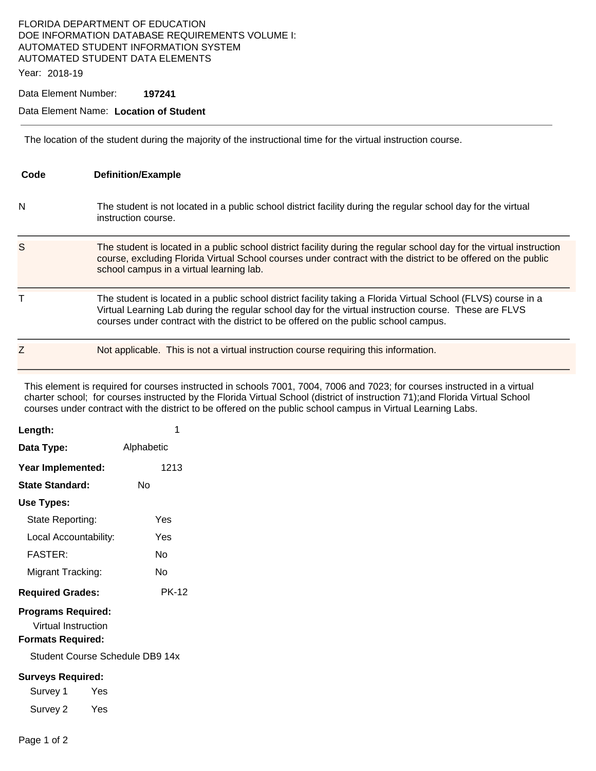FLORIDA DEPARTMENT OF EDUCATION
DOE INFORMATION DATABASE REQUIREMENTS VOLUME I:
AUTOMATED STUDENT INFORMATION SYSTEM
AUTOMATED STUDENT DATA ELEMENTS

Year: 2018-19

Data Element Number: **197241**

Data Element Name: **Location of Student**

---

The location of the student during the majority of the instructional time for the virtual instruction course.

| Code | Definition/Example |
|---|---|
| N | The student is not located in a public school district facility during the regular school day for the virtual instruction course. |
| S | The student is located in a public school district facility during the regular school day for the virtual instruction course, excluding Florida Virtual School courses under contract with the district to be offered on the public school campus in a virtual learning lab. |
| T | The student is located in a public school district facility taking a Florida Virtual School (FLVS) course in a Virtual Learning Lab during the regular school day for the virtual instruction course. These are FLVS courses under contract with the district to be offered on the public school campus. |
| Z | Not applicable. This is not a virtual instruction course requiring this information. |

This element is required for courses instructed in schools 7001, 7004, 7006 and 7023; for courses instructed in a virtual charter school; for courses instructed by the Florida Virtual School (district of instruction 71);and Florida Virtual School courses under contract with the district to be offered on the public school campus in Virtual Learning Labs.

**Length:** 1

**Data Type:** Alphabetic

**Year Implemented:** 1213

**State Standard:** No

**Use Types:**

- State Reporting: Yes
- Local Accountability: Yes
- FASTER: No
- Migrant Tracking: No

**Required Grades:** PK-12

**Programs Required:**

Virtual Instruction

**Formats Required:**

Student Course Schedule DB9 14x

**Surveys Required:**

- Survey 1 Yes
- Survey 2 Yes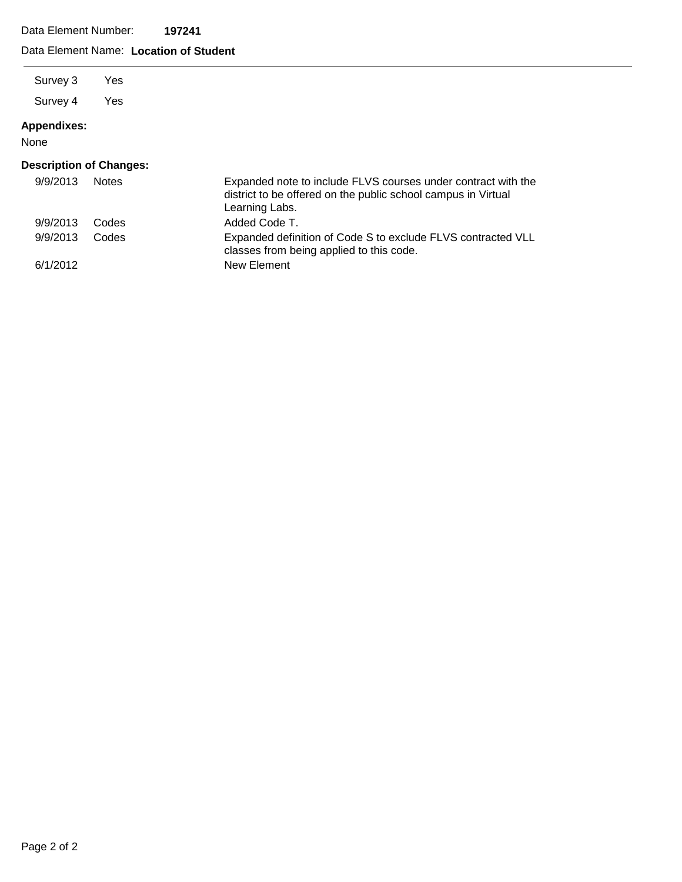Data Element Number: **197241**

Data Element Name: **Location of Student**

| | |
|---|---|
| Survey 3 | Yes |
| Survey 4 | Yes |

**Appendixes:**

None

**Description of Changes:**

| | | |
|---|---|---|
| 9/9/2013 | Notes | Expanded note to include FLVS courses under contract with the district to be offered on the public school campus in Virtual Learning Labs. |
| 9/9/2013 | Codes | Added Code T. |
| 9/9/2013 | Codes | Expanded definition of Code S to exclude FLVS contracted VLL classes from being applied to this code. |
| 6/1/2012 | | New Element |